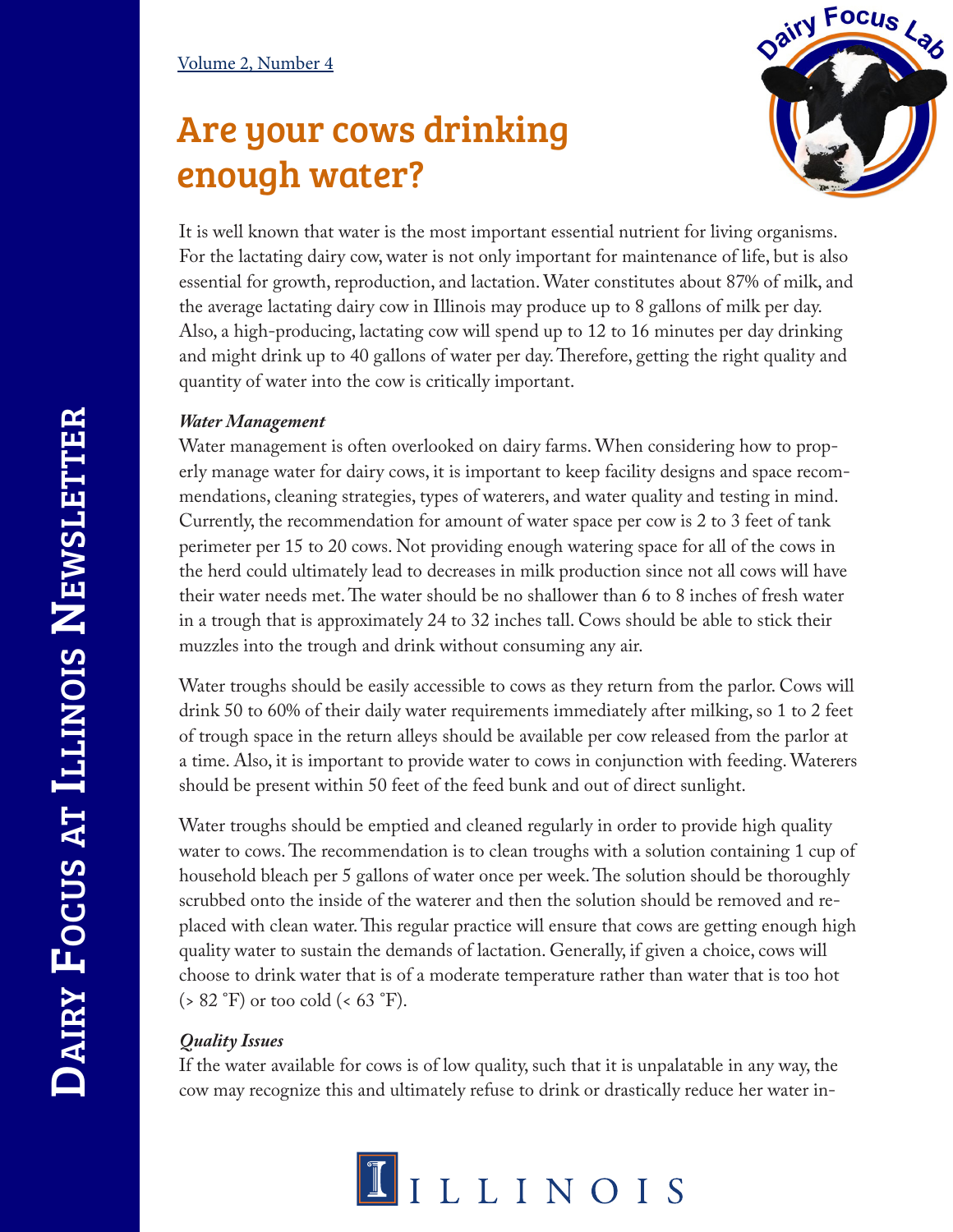# Are your cows drinking enough water?

It is well known that water is the most important essential nutrient for living organisms. For the lactating dairy cow, water is not only important for maintenance of life, but is also essential for growth, reproduction, and lactation. Water constitutes about 87% of milk, and the average lactating dairy cow in Illinois may produce up to 8 gallons of milk per day. Also, a high-producing, lactating cow will spend up to 12 to 16 minutes per day drinking and might drink up to 40 gallons of water per day. Therefore, getting the right quality and quantity of water into the cow is critically important.

***Water Management***

Water management is often overlooked on dairy farms. When considering how to properly manage water for dairy cows, it is important to keep facility designs and space recommendations, cleaning strategies, types of waterers, and water quality and testing in mind. Currently, the recommendation for amount of water space per cow is 2 to 3 feet of tank perimeter per 15 to 20 cows. Not providing enough watering space for all of the cows in the herd could ultimately lead to decreases in milk production since not all cows will have their water needs met. The water should be no shallower than 6 to 8 inches of fresh water in a trough that is approximately 24 to 32 inches tall. Cows should be able to stick their muzzles into the trough and drink without consuming any air.

Water troughs should be easily accessible to cows as they return from the parlor. Cows will drink 50 to 60% of their daily water requirements immediately after milking, so 1 to 2 feet of trough space in the return alleys should be available per cow released from the parlor at a time. Also, it is important to provide water to cows in conjunction with feeding. Waterers should be present within 50 feet of the feed bunk and out of direct sunlight.

Water troughs should be emptied and cleaned regularly in order to provide high quality water to cows. The recommendation is to clean troughs with a solution containing 1 cup of household bleach per 5 gallons of water once per week. The solution should be thoroughly scrubbed onto the inside of the waterer and then the solution should be removed and replaced with clean water. This regular practice will ensure that cows are getting enough high quality water to sustain the demands of lactation. Generally, if given a choice, cows will choose to drink water that is of a moderate temperature rather than water that is too hot (> 82 ˚F) or too cold (< 63 ˚F).

***Quality Issues***

If the water available for cows is of low quality, such that it is unpalatable in any way, the cow may recognize this and ultimately refuse to drink or drastically reduce her water in-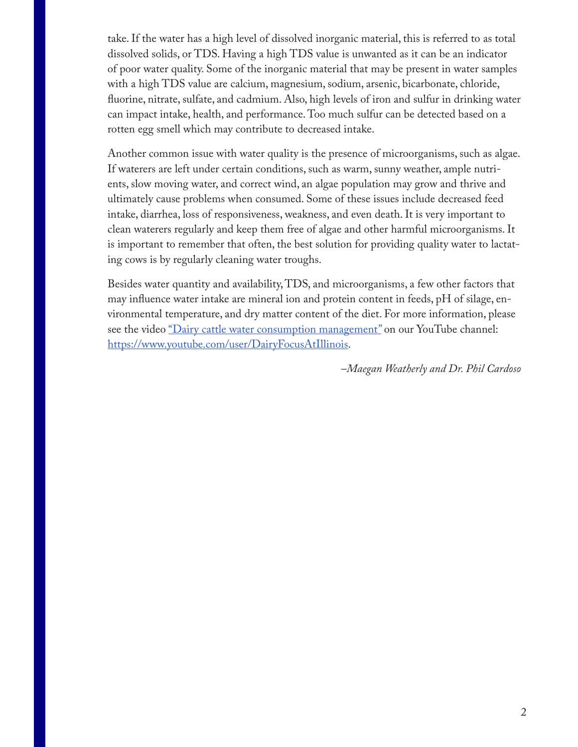take. If the water has a high level of dissolved inorganic material, this is referred to as total dissolved solids, or TDS. Having a high TDS value is unwanted as it can be an indicator of poor water quality. Some of the inorganic material that may be present in water samples with a high TDS value are calcium, magnesium, sodium, arsenic, bicarbonate, chloride, fluorine, nitrate, sulfate, and cadmium. Also, high levels of iron and sulfur in drinking water can impact intake, health, and performance. Too much sulfur can be detected based on a rotten egg smell which may contribute to decreased intake.

Another common issue with water quality is the presence of microorganisms, such as algae. If waterers are left under certain conditions, such as warm, sunny weather, ample nutrients, slow moving water, and correct wind, an algae population may grow and thrive and ultimately cause problems when consumed. Some of these issues include decreased feed intake, diarrhea, loss of responsiveness, weakness, and even death. It is very important to clean waterers regularly and keep them free of algae and other harmful microorganisms. It is important to remember that often, the best solution for providing quality water to lactating cows is by regularly cleaning water troughs.

Besides water quantity and availability, TDS, and microorganisms, a few other factors that may influence water intake are mineral ion and protein content in feeds, pH of silage, environmental temperature, and dry matter content of the diet. For more information, please see the video "Dairy cattle water consumption management" on our YouTube channel: https://www.youtube.com/user/DairyFocusAtIllinois.

*–Maegan Weatherly and Dr. Phil Cardoso*